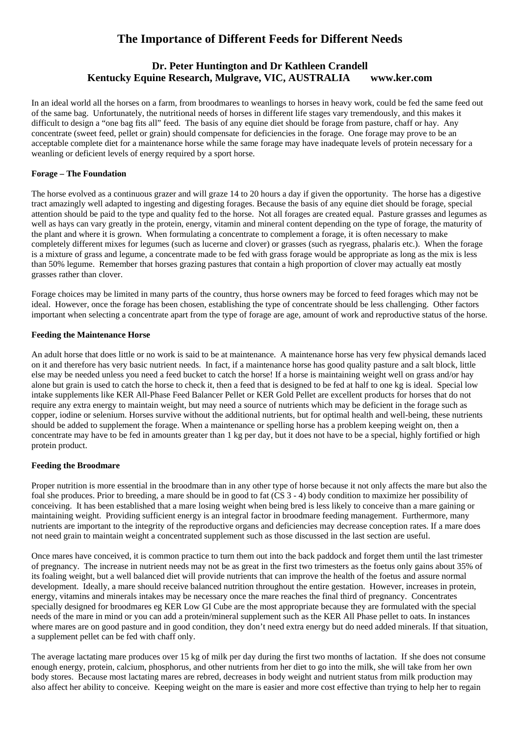# The Importance of Different Feeds for Different Needs

### Dr. Peter Huntington and Dr Kathleen Crandell
### Kentucky Equine Research, Mulgrave, VIC, AUSTRALIA www.ker.com

In an ideal world all the horses on a farm, from broodmares to weanlings to horses in heavy work, could be fed the same feed out of the same bag. Unfortunately, the nutritional needs of horses in different life stages vary tremendously, and this makes it difficult to design a "one bag fits all" feed. The basis of any equine diet should be forage from pasture, chaff or hay. Any concentrate (sweet feed, pellet or grain) should compensate for deficiencies in the forage. One forage may prove to be an acceptable complete diet for a maintenance horse while the same forage may have inadequate levels of protein necessary for a weanling or deficient levels of energy required by a sport horse.

**Forage – The Foundation**

The horse evolved as a continuous grazer and will graze 14 to 20 hours a day if given the opportunity. The horse has a digestive tract amazingly well adapted to ingesting and digesting forages. Because the basis of any equine diet should be forage, special attention should be paid to the type and quality fed to the horse. Not all forages are created equal. Pasture grasses and legumes as well as hays can vary greatly in the protein, energy, vitamin and mineral content depending on the type of forage, the maturity of the plant and where it is grown. When formulating a concentrate to complement a forage, it is often necessary to make completely different mixes for legumes (such as lucerne and clover) or grasses (such as ryegrass, phalaris etc.). When the forage is a mixture of grass and legume, a concentrate made to be fed with grass forage would be appropriate as long as the mix is less than 50% legume. Remember that horses grazing pastures that contain a high proportion of clover may actually eat mostly grasses rather than clover.

Forage choices may be limited in many parts of the country, thus horse owners may be forced to feed forages which may not be ideal. However, once the forage has been chosen, establishing the type of concentrate should be less challenging. Other factors important when selecting a concentrate apart from the type of forage are age, amount of work and reproductive status of the horse.

**Feeding the Maintenance Horse**

An adult horse that does little or no work is said to be at maintenance. A maintenance horse has very few physical demands laced on it and therefore has very basic nutrient needs. In fact, if a maintenance horse has good quality pasture and a salt block, little else may be needed unless you need a feed bucket to catch the horse! If a horse is maintaining weight well on grass and/or hay alone but grain is used to catch the horse to check it, then a feed that is designed to be fed at half to one kg is ideal. Special low intake supplements like KER All-Phase Feed Balancer Pellet or KER Gold Pellet are excellent products for horses that do not require any extra energy to maintain weight, but may need a source of nutrients which may be deficient in the forage such as copper, iodine or selenium. Horses survive without the additional nutrients, but for optimal health and well-being, these nutrients should be added to supplement the forage. When a maintenance or spelling horse has a problem keeping weight on, then a concentrate may have to be fed in amounts greater than 1 kg per day, but it does not have to be a special, highly fortified or high protein product.

**Feeding the Broodmare**

Proper nutrition is more essential in the broodmare than in any other type of horse because it not only affects the mare but also the foal she produces. Prior to breeding, a mare should be in good to fat (CS 3 - 4) body condition to maximize her possibility of conceiving. It has been established that a mare losing weight when being bred is less likely to conceive than a mare gaining or maintaining weight. Providing sufficient energy is an integral factor in broodmare feeding management. Furthermore, many nutrients are important to the integrity of the reproductive organs and deficiencies may decrease conception rates. If a mare does not need grain to maintain weight a concentrated supplement such as those discussed in the last section are useful.

Once mares have conceived, it is common practice to turn them out into the back paddock and forget them until the last trimester of pregnancy. The increase in nutrient needs may not be as great in the first two trimesters as the foetus only gains about 35% of its foaling weight, but a well balanced diet will provide nutrients that can improve the health of the foetus and assure normal development. Ideally, a mare should receive balanced nutrition throughout the entire gestation. However, increases in protein, energy, vitamins and minerals intakes may be necessary once the mare reaches the final third of pregnancy. Concentrates specially designed for broodmares eg KER Low GI Cube are the most appropriate because they are formulated with the special needs of the mare in mind or you can add a protein/mineral supplement such as the KER All Phase pellet to oats. In instances where mares are on good pasture and in good condition, they don't need extra energy but do need added minerals. If that situation, a supplement pellet can be fed with chaff only.

The average lactating mare produces over 15 kg of milk per day during the first two months of lactation. If she does not consume enough energy, protein, calcium, phosphorus, and other nutrients from her diet to go into the milk, she will take from her own body stores. Because most lactating mares are rebred, decreases in body weight and nutrient status from milk production may also affect her ability to conceive. Keeping weight on the mare is easier and more cost effective than trying to help her to regain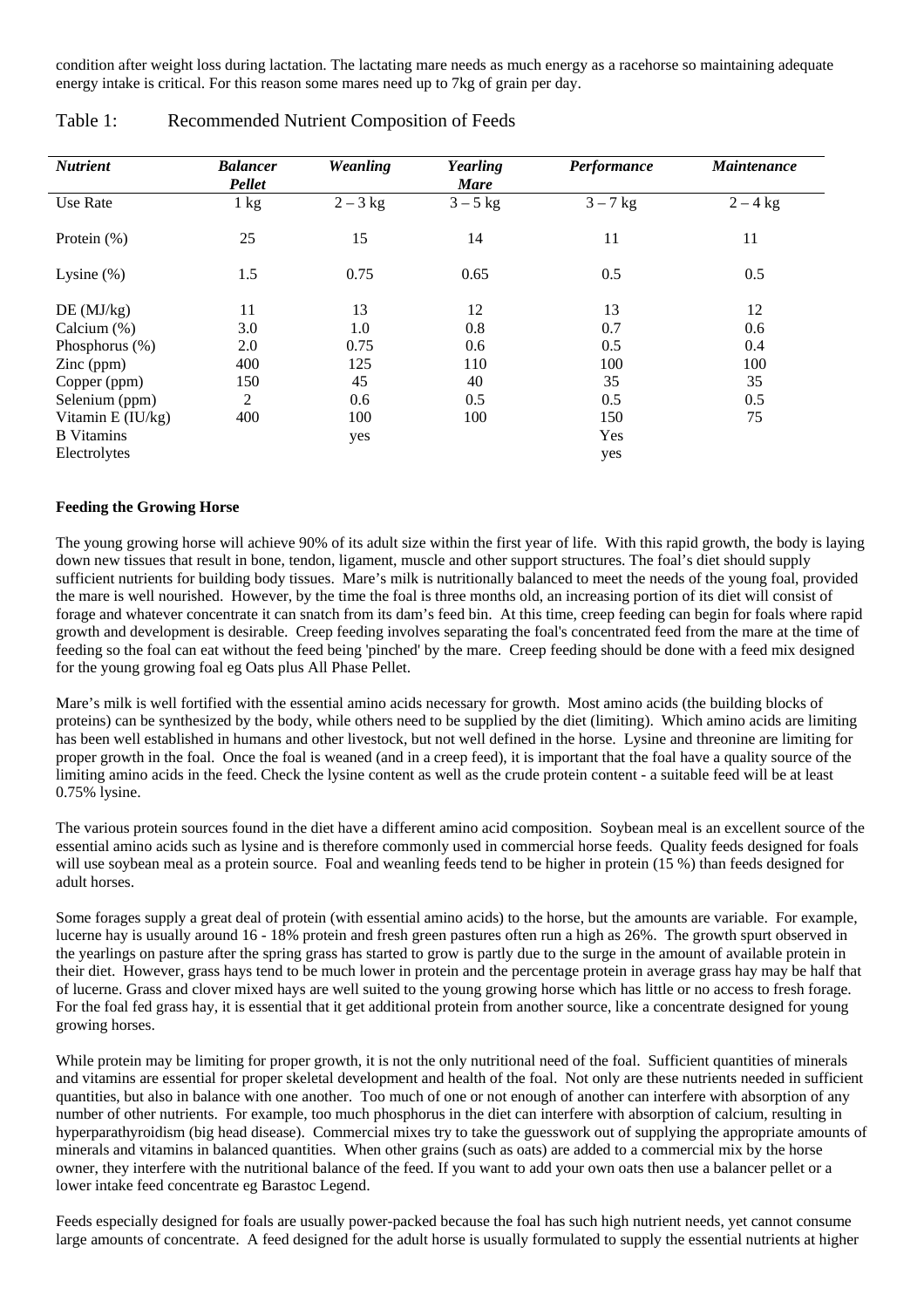condition after weight loss during lactation. The lactating mare needs as much energy as a racehorse so maintaining adequate energy intake is critical. For this reason some mares need up to 7kg of grain per day.

Table 1: Recommended Nutrient Composition of Feeds

| *Nutrient* | *Balancer Pellet* | *Weanling* | *Yearling Mare* | *Performance* | *Maintenance* |
|---|---|---|---|---|---|
| Use Rate | 1 kg | 2 – 3 kg | 3 – 5 kg | 3 – 7 kg | 2 – 4 kg |
| Protein (%) | 25 | 15 | 14 | 11 | 11 |
| Lysine (%) | 1.5 | 0.75 | 0.65 | 0.5 | 0.5 |
| DE (MJ/kg) | 11 | 13 | 12 | 13 | 12 |
| Calcium (%) | 3.0 | 1.0 | 0.8 | 0.7 | 0.6 |
| Phosphorus (%) | 2.0 | 0.75 | 0.6 | 0.5 | 0.4 |
| Zinc (ppm) | 400 | 125 | 110 | 100 | 100 |
| Copper (ppm) | 150 | 45 | 40 | 35 | 35 |
| Selenium (ppm) | 2 | 0.6 | 0.5 | 0.5 | 0.5 |
| Vitamin E (IU/kg) | 400 | 100 | 100 | 150 | 75 |
| B Vitamins | | yes | | Yes | |
| Electrolytes | | | | yes | |

**Feeding the Growing Horse**

The young growing horse will achieve 90% of its adult size within the first year of life. With this rapid growth, the body is laying down new tissues that result in bone, tendon, ligament, muscle and other support structures. The foal's diet should supply sufficient nutrients for building body tissues. Mare's milk is nutritionally balanced to meet the needs of the young foal, provided the mare is well nourished. However, by the time the foal is three months old, an increasing portion of its diet will consist of forage and whatever concentrate it can snatch from its dam's feed bin. At this time, creep feeding can begin for foals where rapid growth and development is desirable. Creep feeding involves separating the foal's concentrated feed from the mare at the time of feeding so the foal can eat without the feed being 'pinched' by the mare. Creep feeding should be done with a feed mix designed for the young growing foal eg Oats plus All Phase Pellet.

Mare's milk is well fortified with the essential amino acids necessary for growth. Most amino acids (the building blocks of proteins) can be synthesized by the body, while others need to be supplied by the diet (limiting). Which amino acids are limiting has been well established in humans and other livestock, but not well defined in the horse. Lysine and threonine are limiting for proper growth in the foal. Once the foal is weaned (and in a creep feed), it is important that the foal have a quality source of the limiting amino acids in the feed. Check the lysine content as well as the crude protein content - a suitable feed will be at least 0.75% lysine.

The various protein sources found in the diet have a different amino acid composition. Soybean meal is an excellent source of the essential amino acids such as lysine and is therefore commonly used in commercial horse feeds. Quality feeds designed for foals will use soybean meal as a protein source. Foal and weanling feeds tend to be higher in protein (15 %) than feeds designed for adult horses.

Some forages supply a great deal of protein (with essential amino acids) to the horse, but the amounts are variable. For example, lucerne hay is usually around 16 - 18% protein and fresh green pastures often run a high as 26%. The growth spurt observed in the yearlings on pasture after the spring grass has started to grow is partly due to the surge in the amount of available protein in their diet. However, grass hays tend to be much lower in protein and the percentage protein in average grass hay may be half that of lucerne. Grass and clover mixed hays are well suited to the young growing horse which has little or no access to fresh forage. For the foal fed grass hay, it is essential that it get additional protein from another source, like a concentrate designed for young growing horses.

While protein may be limiting for proper growth, it is not the only nutritional need of the foal. Sufficient quantities of minerals and vitamins are essential for proper skeletal development and health of the foal. Not only are these nutrients needed in sufficient quantities, but also in balance with one another. Too much of one or not enough of another can interfere with absorption of any number of other nutrients. For example, too much phosphorus in the diet can interfere with absorption of calcium, resulting in hyperparathyroidism (big head disease). Commercial mixes try to take the guesswork out of supplying the appropriate amounts of minerals and vitamins in balanced quantities. When other grains (such as oats) are added to a commercial mix by the horse owner, they interfere with the nutritional balance of the feed. If you want to add your own oats then use a balancer pellet or a lower intake feed concentrate eg Barastoc Legend.

Feeds especially designed for foals are usually power-packed because the foal has such high nutrient needs, yet cannot consume large amounts of concentrate. A feed designed for the adult horse is usually formulated to supply the essential nutrients at higher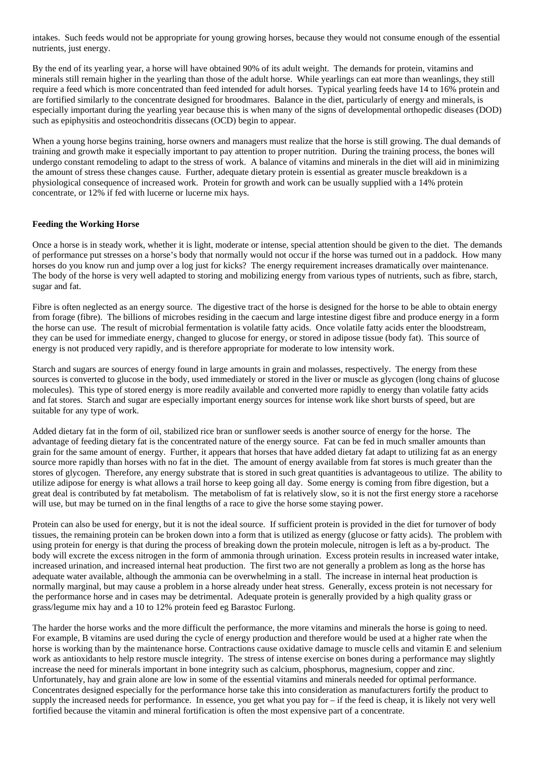intakes. Such feeds would not be appropriate for young growing horses, because they would not consume enough of the essential nutrients, just energy.

By the end of its yearling year, a horse will have obtained 90% of its adult weight. The demands for protein, vitamins and minerals still remain higher in the yearling than those of the adult horse. While yearlings can eat more than weanlings, they still require a feed which is more concentrated than feed intended for adult horses. Typical yearling feeds have 14 to 16% protein and are fortified similarly to the concentrate designed for broodmares. Balance in the diet, particularly of energy and minerals, is especially important during the yearling year because this is when many of the signs of developmental orthopedic diseases (DOD) such as epiphysitis and osteochondritis dissecans (OCD) begin to appear.

When a young horse begins training, horse owners and managers must realize that the horse is still growing. The dual demands of training and growth make it especially important to pay attention to proper nutrition. During the training process, the bones will undergo constant remodeling to adapt to the stress of work. A balance of vitamins and minerals in the diet will aid in minimizing the amount of stress these changes cause. Further, adequate dietary protein is essential as greater muscle breakdown is a physiological consequence of increased work. Protein for growth and work can be usually supplied with a 14% protein concentrate, or 12% if fed with lucerne or lucerne mix hays.

**Feeding the Working Horse**

Once a horse is in steady work, whether it is light, moderate or intense, special attention should be given to the diet. The demands of performance put stresses on a horse's body that normally would not occur if the horse was turned out in a paddock. How many horses do you know run and jump over a log just for kicks? The energy requirement increases dramatically over maintenance. The body of the horse is very well adapted to storing and mobilizing energy from various types of nutrients, such as fibre, starch, sugar and fat.

Fibre is often neglected as an energy source. The digestive tract of the horse is designed for the horse to be able to obtain energy from forage (fibre). The billions of microbes residing in the caecum and large intestine digest fibre and produce energy in a form the horse can use. The result of microbial fermentation is volatile fatty acids. Once volatile fatty acids enter the bloodstream, they can be used for immediate energy, changed to glucose for energy, or stored in adipose tissue (body fat). This source of energy is not produced very rapidly, and is therefore appropriate for moderate to low intensity work.

Starch and sugars are sources of energy found in large amounts in grain and molasses, respectively. The energy from these sources is converted to glucose in the body, used immediately or stored in the liver or muscle as glycogen (long chains of glucose molecules). This type of stored energy is more readily available and converted more rapidly to energy than volatile fatty acids and fat stores. Starch and sugar are especially important energy sources for intense work like short bursts of speed, but are suitable for any type of work.

Added dietary fat in the form of oil, stabilized rice bran or sunflower seeds is another source of energy for the horse. The advantage of feeding dietary fat is the concentrated nature of the energy source. Fat can be fed in much smaller amounts than grain for the same amount of energy. Further, it appears that horses that have added dietary fat adapt to utilizing fat as an energy source more rapidly than horses with no fat in the diet. The amount of energy available from fat stores is much greater than the stores of glycogen. Therefore, any energy substrate that is stored in such great quantities is advantageous to utilize. The ability to utilize adipose for energy is what allows a trail horse to keep going all day. Some energy is coming from fibre digestion, but a great deal is contributed by fat metabolism. The metabolism of fat is relatively slow, so it is not the first energy store a racehorse will use, but may be turned on in the final lengths of a race to give the horse some staying power.

Protein can also be used for energy, but it is not the ideal source. If sufficient protein is provided in the diet for turnover of body tissues, the remaining protein can be broken down into a form that is utilized as energy (glucose or fatty acids). The problem with using protein for energy is that during the process of breaking down the protein molecule, nitrogen is left as a by-product. The body will excrete the excess nitrogen in the form of ammonia through urination. Excess protein results in increased water intake, increased urination, and increased internal heat production. The first two are not generally a problem as long as the horse has adequate water available, although the ammonia can be overwhelming in a stall. The increase in internal heat production is normally marginal, but may cause a problem in a horse already under heat stress. Generally, excess protein is not necessary for the performance horse and in cases may be detrimental. Adequate protein is generally provided by a high quality grass or grass/legume mix hay and a 10 to 12% protein feed eg Barastoc Furlong.

The harder the horse works and the more difficult the performance, the more vitamins and minerals the horse is going to need. For example, B vitamins are used during the cycle of energy production and therefore would be used at a higher rate when the horse is working than by the maintenance horse. Contractions cause oxidative damage to muscle cells and vitamin E and selenium work as antioxidants to help restore muscle integrity. The stress of intense exercise on bones during a performance may slightly increase the need for minerals important in bone integrity such as calcium, phosphorus, magnesium, copper and zinc. Unfortunately, hay and grain alone are low in some of the essential vitamins and minerals needed for optimal performance. Concentrates designed especially for the performance horse take this into consideration as manufacturers fortify the product to supply the increased needs for performance. In essence, you get what you pay for – if the feed is cheap, it is likely not very well fortified because the vitamin and mineral fortification is often the most expensive part of a concentrate.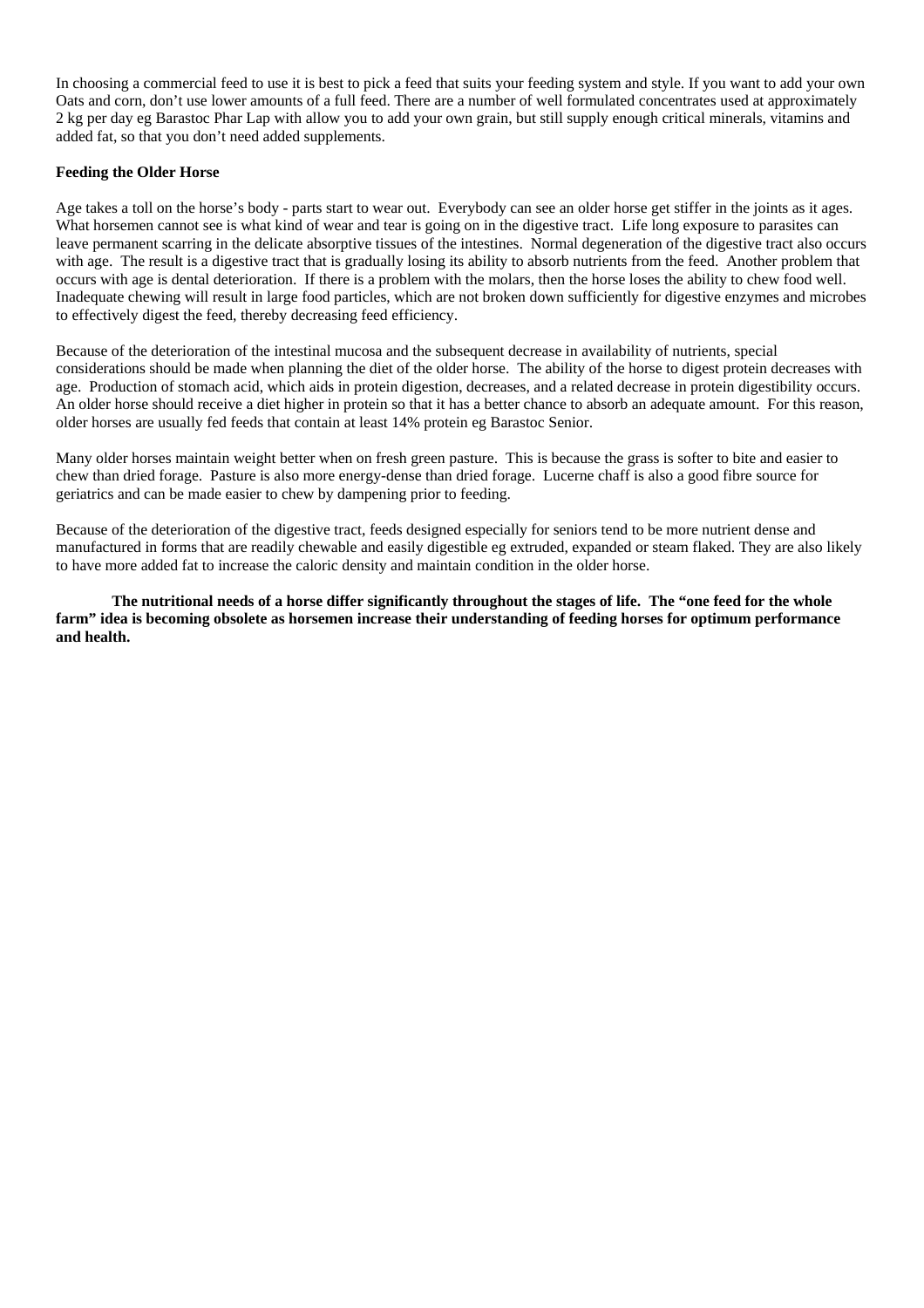In choosing a commercial feed to use it is best to pick a feed that suits your feeding system and style. If you want to add your own Oats and corn, don't use lower amounts of a full feed. There are a number of well formulated concentrates used at approximately 2 kg per day eg Barastoc Phar Lap with allow you to add your own grain, but still supply enough critical minerals, vitamins and added fat, so that you don't need added supplements.

**Feeding the Older Horse**

Age takes a toll on the horse's body - parts start to wear out. Everybody can see an older horse get stiffer in the joints as it ages. What horsemen cannot see is what kind of wear and tear is going on in the digestive tract. Life long exposure to parasites can leave permanent scarring in the delicate absorptive tissues of the intestines. Normal degeneration of the digestive tract also occurs with age. The result is a digestive tract that is gradually losing its ability to absorb nutrients from the feed. Another problem that occurs with age is dental deterioration. If there is a problem with the molars, then the horse loses the ability to chew food well. Inadequate chewing will result in large food particles, which are not broken down sufficiently for digestive enzymes and microbes to effectively digest the feed, thereby decreasing feed efficiency.

Because of the deterioration of the intestinal mucosa and the subsequent decrease in availability of nutrients, special considerations should be made when planning the diet of the older horse. The ability of the horse to digest protein decreases with age. Production of stomach acid, which aids in protein digestion, decreases, and a related decrease in protein digestibility occurs. An older horse should receive a diet higher in protein so that it has a better chance to absorb an adequate amount. For this reason, older horses are usually fed feeds that contain at least 14% protein eg Barastoc Senior.

Many older horses maintain weight better when on fresh green pasture. This is because the grass is softer to bite and easier to chew than dried forage. Pasture is also more energy-dense than dried forage. Lucerne chaff is also a good fibre source for geriatrics and can be made easier to chew by dampening prior to feeding.

Because of the deterioration of the digestive tract, feeds designed especially for seniors tend to be more nutrient dense and manufactured in forms that are readily chewable and easily digestible eg extruded, expanded or steam flaked. They are also likely to have more added fat to increase the caloric density and maintain condition in the older horse.

**The nutritional needs of a horse differ significantly throughout the stages of life. The "one feed for the whole farm" idea is becoming obsolete as horsemen increase their understanding of feeding horses for optimum performance and health.**